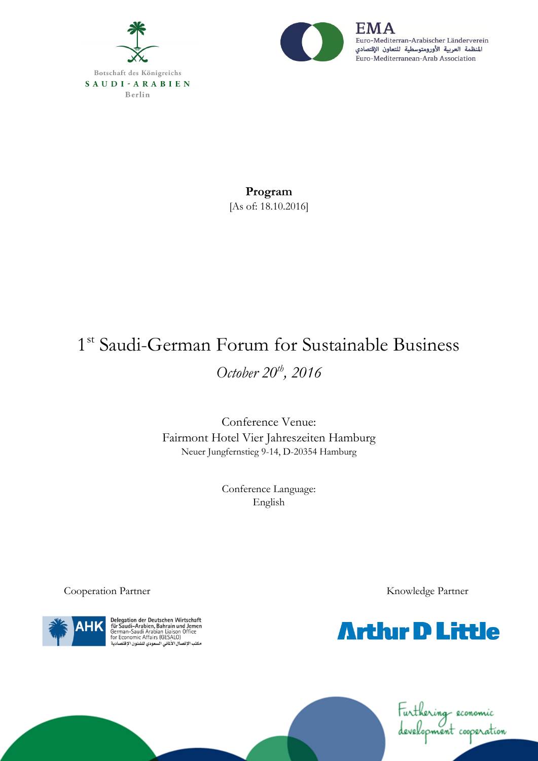Botschaft des Königreichs
SAUDI-ARABIEN
Berlin

EMA
Euro-Mediterran-Arabischer Länderverein
المنظمة العربية الأورومتوسطية للتعاون الإقتصادي
Euro-Mediterranean-Arab Association

**Program**
[As of: 18.10.2016]

# 1st Saudi-German Forum for Sustainable Business

*October 20th, 2016*

Conference Venue:
Fairmont Hotel Vier Jahreszeiten Hamburg
Neuer Jungfernstieg 9-14, D-20354 Hamburg

Conference Language:
English

Cooperation Partner

AHK
Delegation der Deutschen Wirtschaft für Saudi-Arabien, Bahrain und Jemen
German-Saudi Arabian Liaison Office for Economic Affairs (GESALO)
مكتب الإتصال الألماني السعودي للشئون الإقتصادية

Knowledge Partner

Arthur D Little

Furthering economic development cooperation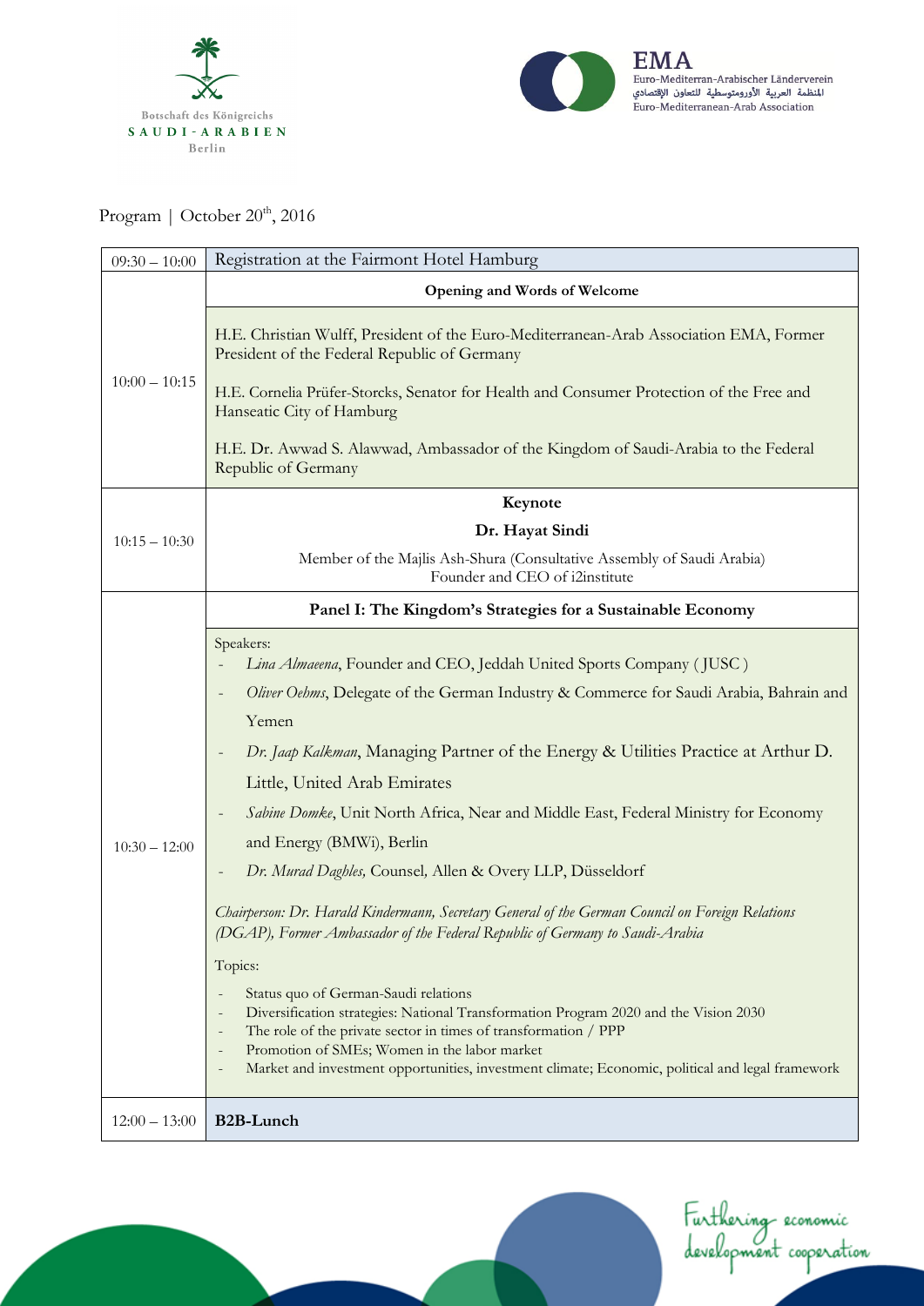Botschaft des Königreichs
SAUDI-ARABIEN
Berlin

EMA
Euro-Mediterran-Arabischer Länderverein
المنظمة العربية الأورومتوسطية للتعاون الإقتصادي
Euro-Mediterranean-Arab Association

Program | October 20th, 2016

| | |
|---|---|
| 09:30 – 10:00 | Registration at the Fairmont Hotel Hamburg |
| 10:00 – 10:15 | **Opening and Words of Welcome**<br><br>H.E. Christian Wulff, President of the Euro-Mediterranean-Arab Association EMA, Former President of the Federal Republic of Germany<br><br>H.E. Cornelia Prüfer-Storcks, Senator for Health and Consumer Protection of the Free and Hanseatic City of Hamburg<br><br>H.E. Dr. Awwad S. Alawwad, Ambassador of the Kingdom of Saudi-Arabia to the Federal Republic of Germany |
| 10:15 – 10:30 | **Keynote**<br><br>**Dr. Hayat Sindi**<br><br>Member of the Majlis Ash-Shura (Consultative Assembly of Saudi Arabia)<br>Founder and CEO of i2institute |
| 10:30 – 12:00 | **Panel I: The Kingdom's Strategies for a Sustainable Economy**<br><br>Speakers:<br>- *Lina Almaeena*, Founder and CEO, Jeddah United Sports Company ( JUSC )<br>- *Oliver Oehms*, Delegate of the German Industry & Commerce for Saudi Arabia, Bahrain and Yemen<br>- *Dr. Jaap Kalkman*, Managing Partner of the Energy & Utilities Practice at Arthur D. Little, United Arab Emirates<br>- *Sabine Domke*, Unit North Africa, Near and Middle East, Federal Ministry for Economy and Energy (BMWi), Berlin<br>- *Dr. Murad Daghles,* Counsel, Allen & Overy LLP, Düsseldorf<br><br>*Chairperson: Dr. Harald Kindermann, Secretary General of the German Council on Foreign Relations (DGAP), Former Ambassador of the Federal Republic of Germany to Saudi-Arabia*<br><br>Topics:<br>- Status quo of German-Saudi relations<br>- Diversification strategies: National Transformation Program 2020 and the Vision 2030<br>- The role of the private sector in times of transformation / PPP<br>- Promotion of SMEs; Women in the labor market<br>- Market and investment opportunities, investment climate; Economic, political and legal framework |
| 12:00 – 13:00 | **B2B-Lunch** |

Furthering economic development cooperation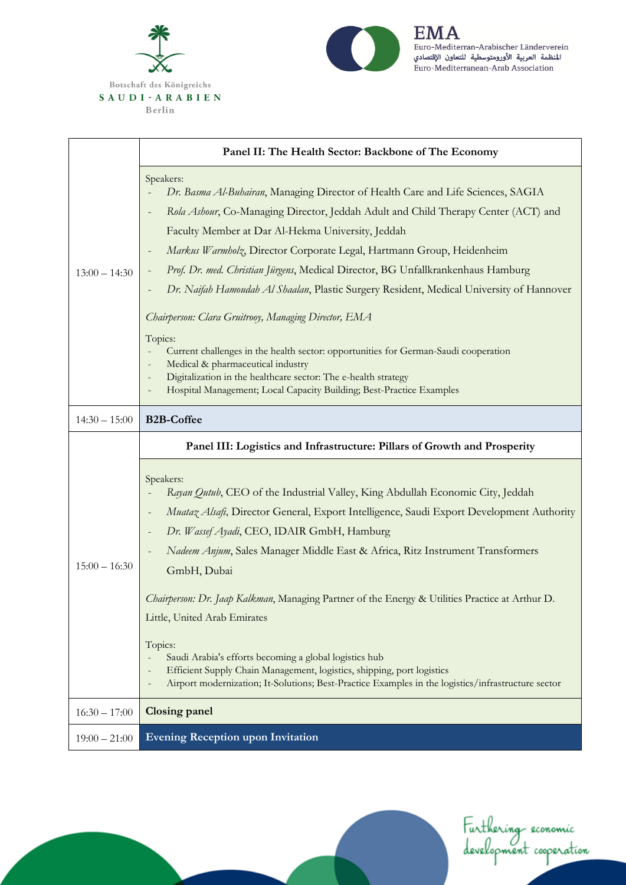| | |
|---|---|
| 13:00 – 14:30 | **Panel II: The Health Sector: Backbone of The Economy**<br><br>Speakers:<br>- *Dr. Basma Al-Buhairan*, Managing Director of Health Care and Life Sciences, SAGIA<br>- *Rola Ashour*, Co-Managing Director, Jeddah Adult and Child Therapy Center (ACT) and Faculty Member at Dar Al-Hekma University, Jeddah<br>- *Markus Warmholz*, Director Corporate Legal, Hartmann Group, Heidenheim<br>- *Prof. Dr. med. Christian Jürgens*, Medical Director, BG Unfallkrankenhaus Hamburg<br>- *Dr. Naifah Hamoudah Al Shaalan*, Plastic Surgery Resident, Medical University of Hannover<br><br>*Chairperson: Clara Gruitrooy, Managing Director, EMA*<br><br>Topics:<br>- Current challenges in the health sector: opportunities for German-Saudi cooperation<br>- Medical & pharmaceutical industry<br>- Digitalization in the healthcare sector: The e-health strategy<br>- Hospital Management; Local Capacity Building; Best-Practice Examples |
| 14:30 – 15:00 | **B2B-Coffee** |
| 15:00 – 16:30 | **Panel III: Logistics and Infrastructure: Pillars of Growth and Prosperity**<br><br>Speakers:<br>- *Rayan Qutub*, CEO of the Industrial Valley, King Abdullah Economic City, Jeddah<br>- *Muataz Alsafi*, Director General, Export Intelligence, Saudi Export Development Authority<br>- *Dr. Wassef Ayadi*, CEO, IDAIR GmbH, Hamburg<br>- *Nadeem Anjum*, Sales Manager Middle East & Africa, Ritz Instrument Transformers GmbH, Dubai<br><br>*Chairperson: Dr. Jaap Kalkman*, Managing Partner of the Energy & Utilities Practice at Arthur D. Little, United Arab Emirates<br><br>Topics:<br>- Saudi Arabia's efforts becoming a global logistics hub<br>- Efficient Supply Chain Management, logistics, shipping, port logistics<br>- Airport modernization; It-Solutions; Best-Practice Examples in the logistics/infrastructure sector |
| 16:30 – 17:00 | **Closing panel** |
| 19:00 – 21:00 | **Evening Reception upon Invitation** |

Furthering economic development cooperation